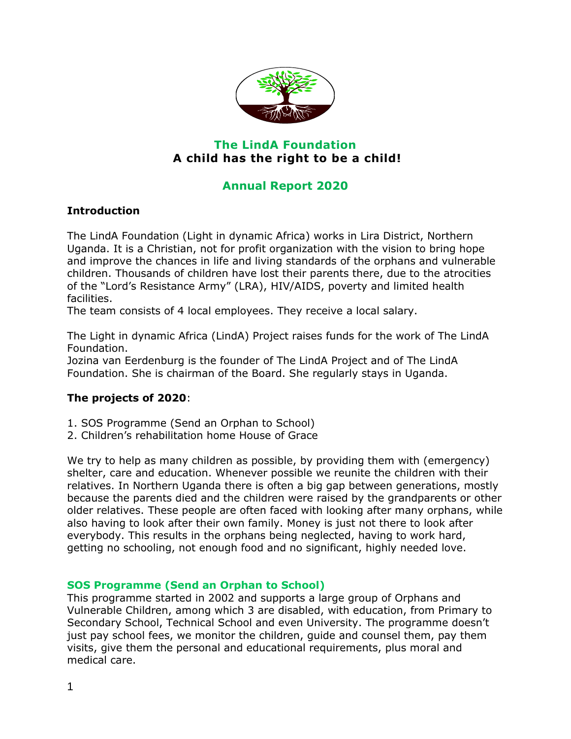# The LindA Foundation
**A child has the right to be a child!**

## Annual Report 2020

### Introduction

The LindA Foundation (Light in dynamic Africa) works in Lira District, Northern Uganda. It is a Christian, not for profit organization with the vision to bring hope and improve the chances in life and living standards of the orphans and vulnerable children. Thousands of children have lost their parents there, due to the atrocities of the "Lord's Resistance Army" (LRA), HIV/AIDS, poverty and limited health facilities.
The team consists of 4 local employees. They receive a local salary.

The Light in dynamic Africa (LindA) Project raises funds for the work of The LindA Foundation.
Jozina van Eerdenburg is the founder of The LindA Project and of The LindA Foundation. She is chairman of the Board. She regularly stays in Uganda.

**The projects of 2020**:

1. SOS Programme (Send an Orphan to School)
2. Children's rehabilitation home House of Grace

We try to help as many children as possible, by providing them with (emergency) shelter, care and education. Whenever possible we reunite the children with their relatives. In Northern Uganda there is often a big gap between generations, mostly because the parents died and the children were raised by the grandparents or other older relatives. These people are often faced with looking after many orphans, while also having to look after their own family. Money is just not there to look after everybody. This results in the orphans being neglected, having to work hard, getting no schooling, not enough food and no significant, highly needed love.

### SOS Programme (Send an Orphan to School)

This programme started in 2002 and supports a large group of Orphans and Vulnerable Children, among which 3 are disabled, with education, from Primary to Secondary School, Technical School and even University. The programme doesn't just pay school fees, we monitor the children, guide and counsel them, pay them visits, give them the personal and educational requirements, plus moral and medical care.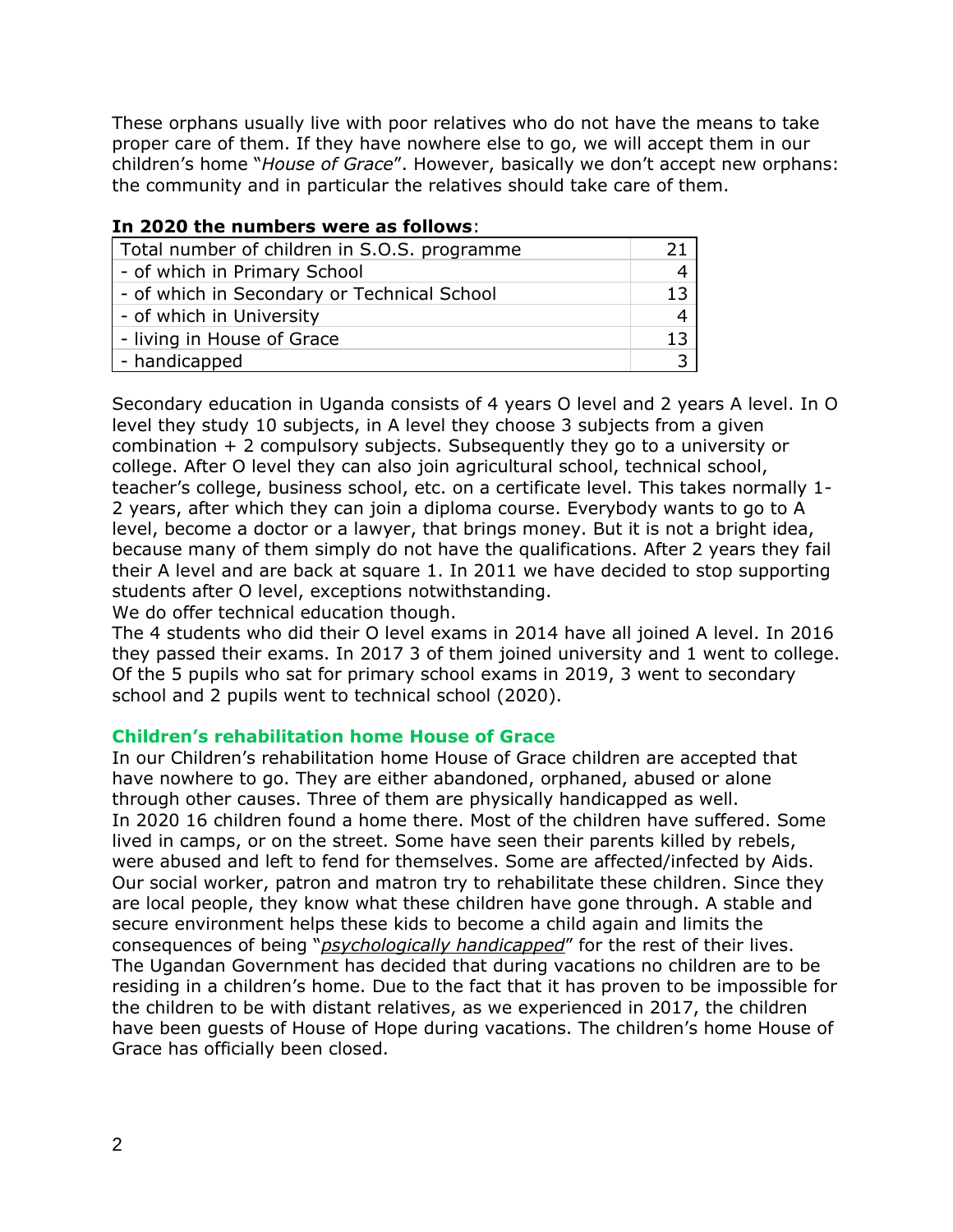These orphans usually live with poor relatives who do not have the means to take proper care of them. If they have nowhere else to go, we will accept them in our children's home "*House of Grace*". However, basically we don't accept new orphans: the community and in particular the relatives should take care of them.

**In 2020 the numbers were as follows**:

| Total number of children in S.O.S. programme | 21 |
|---|---|
| - of which in Primary School | 4 |
| - of which in Secondary or Technical School | 13 |
| - of which in University | 4 |
| - living in House of Grace | 13 |
| - handicapped | 3 |

Secondary education in Uganda consists of 4 years O level and 2 years A level. In O level they study 10 subjects, in A level they choose 3 subjects from a given combination + 2 compulsory subjects. Subsequently they go to a university or college. After O level they can also join agricultural school, technical school, teacher's college, business school, etc. on a certificate level. This takes normally 1-2 years, after which they can join a diploma course. Everybody wants to go to A level, become a doctor or a lawyer, that brings money. But it is not a bright idea, because many of them simply do not have the qualifications. After 2 years they fail their A level and are back at square 1. In 2011 we have decided to stop supporting students after O level, exceptions notwithstanding.
We do offer technical education though.
The 4 students who did their O level exams in 2014 have all joined A level. In 2016 they passed their exams. In 2017 3 of them joined university and 1 went to college. Of the 5 pupils who sat for primary school exams in 2019, 3 went to secondary school and 2 pupils went to technical school (2020).

### Children's rehabilitation home House of Grace

In our Children's rehabilitation home House of Grace children are accepted that have nowhere to go. They are either abandoned, orphaned, abused or alone through other causes. Three of them are physically handicapped as well.
In 2020 16 children found a home there. Most of the children have suffered. Some lived in camps, or on the street. Some have seen their parents killed by rebels, were abused and left to fend for themselves. Some are affected/infected by Aids. Our social worker, patron and matron try to rehabilitate these children. Since they are local people, they know what these children have gone through. A stable and secure environment helps these kids to become a child again and limits the consequences of being "*psychologically handicapped*" for the rest of their lives.
The Ugandan Government has decided that during vacations no children are to be residing in a children's home. Due to the fact that it has proven to be impossible for the children to be with distant relatives, as we experienced in 2017, the children have been guests of House of Hope during vacations. The children's home House of Grace has officially been closed.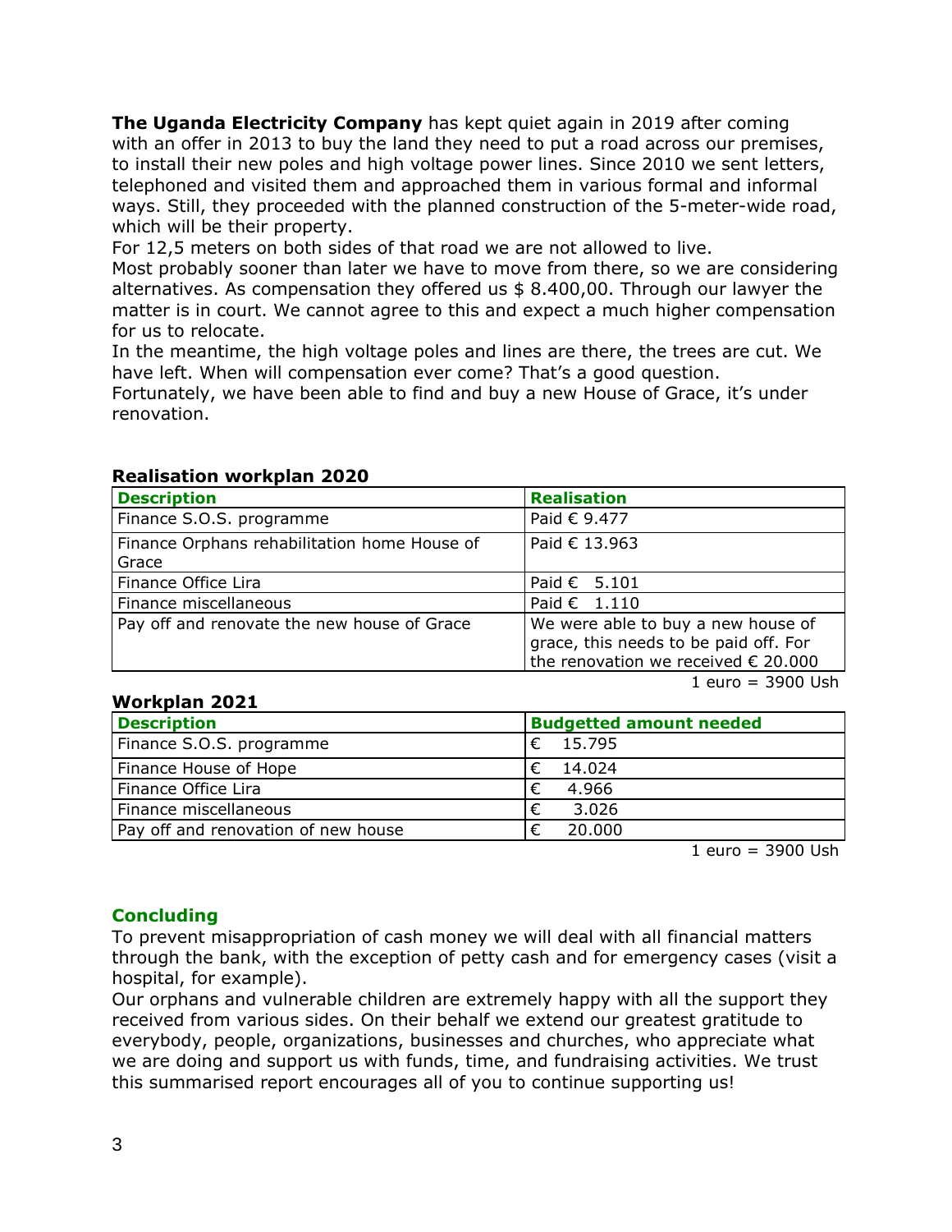**The Uganda Electricity Company** has kept quiet again in 2019 after coming with an offer in 2013 to buy the land they need to put a road across our premises, to install their new poles and high voltage power lines. Since 2010 we sent letters, telephoned and visited them and approached them in various formal and informal ways. Still, they proceeded with the planned construction of the 5-meter-wide road, which will be their property.
For 12,5 meters on both sides of that road we are not allowed to live.
Most probably sooner than later we have to move from there, so we are considering alternatives. As compensation they offered us $ 8.400,00. Through our lawyer the matter is in court. We cannot agree to this and expect a much higher compensation for us to relocate.
In the meantime, the high voltage poles and lines are there, the trees are cut. We have left. When will compensation ever come? That's a good question.
Fortunately, we have been able to find and buy a new House of Grace, it's under renovation.

**Realisation workplan 2020**

| Description | Realisation |
|---|---|
| Finance S.O.S. programme | Paid € 9.477 |
| Finance Orphans rehabilitation home House of Grace | Paid € 13.963 |
| Finance Office Lira | Paid € 5.101 |
| Finance miscellaneous | Paid € 1.110 |
| Pay off and renovate the new house of Grace | We were able to buy a new house of grace, this needs to be paid off. For the renovation we received € 20.000 |

1 euro = 3900 Ush

**Workplan 2021**

| Description | Budgetted amount needed |
|---|---|
| Finance S.O.S. programme | € 15.795 |
| Finance House of Hope | € 14.024 |
| Finance Office Lira | € 4.966 |
| Finance miscellaneous | € 3.026 |
| Pay off and renovation of new house | € 20.000 |

1 euro = 3900 Ush

## Concluding

To prevent misappropriation of cash money we will deal with all financial matters through the bank, with the exception of petty cash and for emergency cases (visit a hospital, for example).
Our orphans and vulnerable children are extremely happy with all the support they received from various sides. On their behalf we extend our greatest gratitude to everybody, people, organizations, businesses and churches, who appreciate what we are doing and support us with funds, time, and fundraising activities. We trust this summarised report encourages all of you to continue supporting us!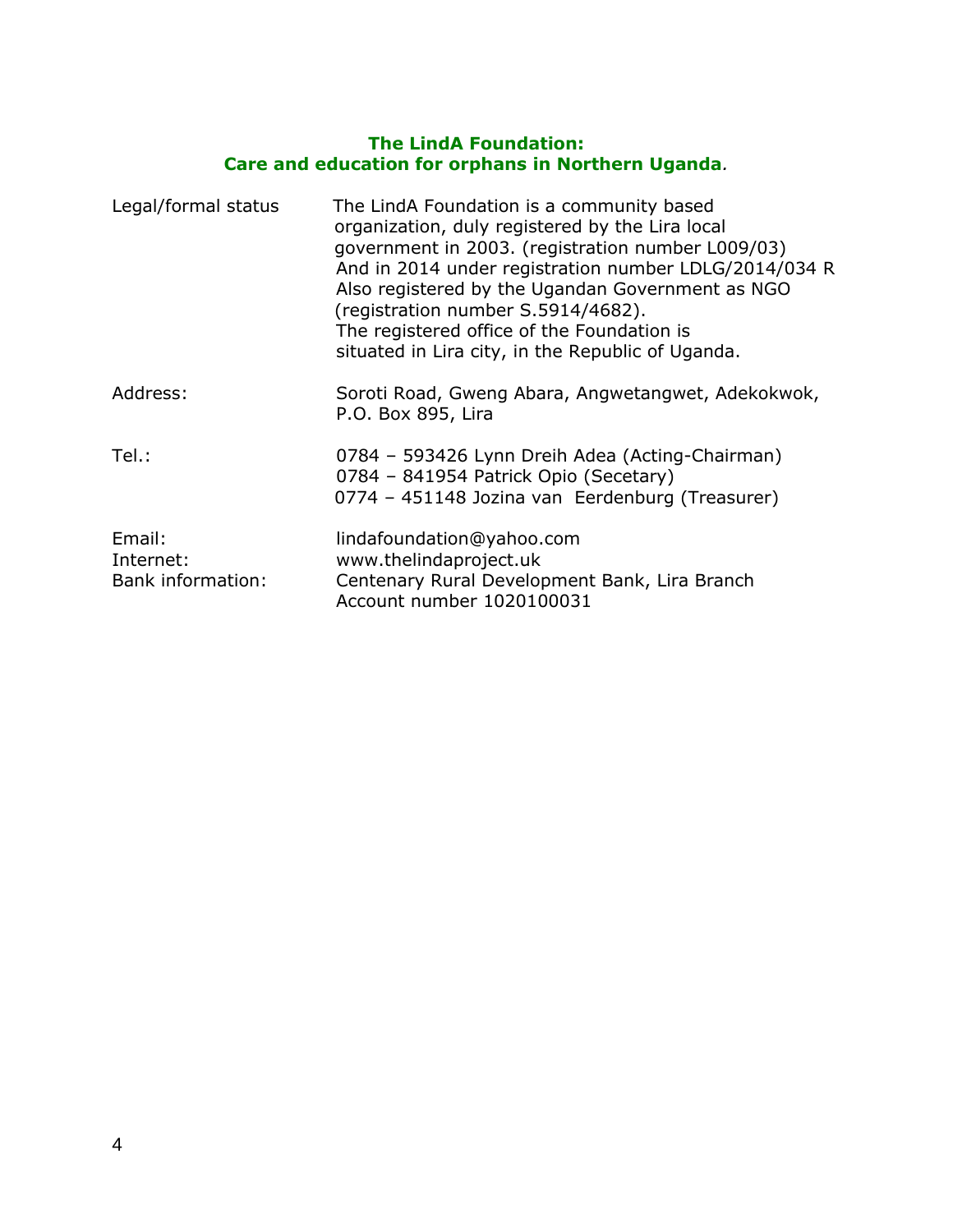**The LindA Foundation:**
**Care and education for orphans in Northern Uganda.**

| | |
|---|---|
| Legal/formal status | The LindA Foundation is a community based organization, duly registered by the Lira local government in 2003. (registration number L009/03) And in 2014 under registration number LDLG/2014/034 R Also registered by the Ugandan Government as NGO (registration number S.5914/4682). The registered office of the Foundation is situated in Lira city, in the Republic of Uganda. |
| Address: | Soroti Road, Gweng Abara, Angwetangwet, Adekokwok, P.O. Box 895, Lira |
| Tel.: | 0784 – 593426 Lynn Dreih Adea (Acting-Chairman)<br>0784 – 841954 Patrick Opio (Secetary)<br>0774 – 451148 Jozina van Eerdenburg (Treasurer) |
| Email: | lindafoundation@yahoo.com |
| Internet: | www.thelindaproject.uk |
| Bank information: | Centenary Rural Development Bank, Lira Branch<br>Account number 1020100031 |